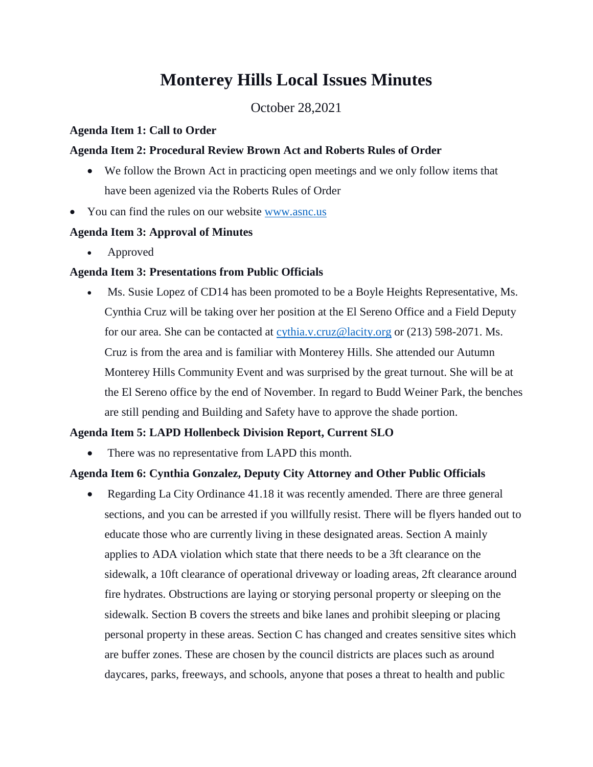# Monterey Hills Local Issues Minutes

October 28,2021

**Agenda Item 1: Call to Order**

**Agenda Item 2: Procedural Review Brown Act and Roberts Rules of Order**

- We follow the Brown Act in practicing open meetings and we only follow items that have been agenized via the Roberts Rules of Order
- You can find the rules on our website [www.asnc.us](www.asnc.us)

**Agenda Item 3: Approval of Minutes**

- Approved

**Agenda Item 3: Presentations from Public Officials**

- Ms. Susie Lopez of CD14 has been promoted to be a Boyle Heights Representative, Ms. Cynthia Cruz will be taking over her position at the El Sereno Office and a Field Deputy for our area. She can be contacted at [cythia.v.cruz@lacity.org](mailto:cythia.v.cruz@lacity.org) or (213) 598-2071. Ms. Cruz is from the area and is familiar with Monterey Hills. She attended our Autumn Monterey Hills Community Event and was surprised by the great turnout. She will be at the El Sereno office by the end of November. In regard to Budd Weiner Park, the benches are still pending and Building and Safety have to approve the shade portion.

**Agenda Item 5: LAPD Hollenbeck Division Report, Current SLO**

- There was no representative from LAPD this month.

**Agenda Item 6: Cynthia Gonzalez, Deputy City Attorney and Other Public Officials**

- Regarding La City Ordinance 41.18 it was recently amended. There are three general sections, and you can be arrested if you willfully resist. There will be flyers handed out to educate those who are currently living in these designated areas. Section A mainly applies to ADA violation which state that there needs to be a 3ft clearance on the sidewalk, a 10ft clearance of operational driveway or loading areas, 2ft clearance around fire hydrates. Obstructions are laying or storying personal property or sleeping on the sidewalk. Section B covers the streets and bike lanes and prohibit sleeping or placing personal property in these areas. Section C has changed and creates sensitive sites which are buffer zones. These are chosen by the council districts are places such as around daycares, parks, freeways, and schools, anyone that poses a threat to health and public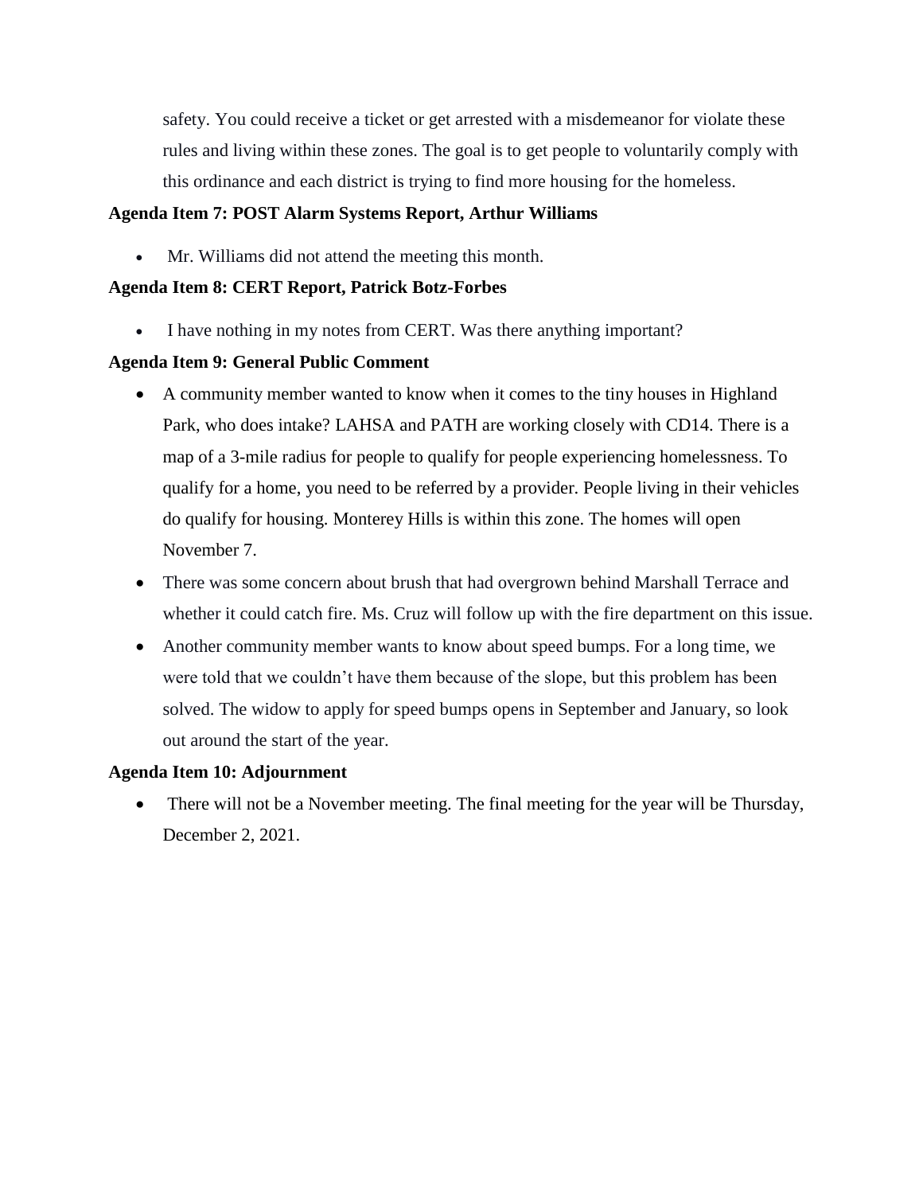safety. You could receive a ticket or get arrested with a misdemeanor for violate these rules and living within these zones. The goal is to get people to voluntarily comply with this ordinance and each district is trying to find more housing for the homeless.

**Agenda Item 7: POST Alarm Systems Report, Arthur Williams**

- Mr. Williams did not attend the meeting this month.

**Agenda Item 8: CERT Report, Patrick Botz-Forbes**

- I have nothing in my notes from CERT. Was there anything important?

**Agenda Item 9: General Public Comment**

- A community member wanted to know when it comes to the tiny houses in Highland Park, who does intake? LAHSA and PATH are working closely with CD14. There is a map of a 3-mile radius for people to qualify for people experiencing homelessness. To qualify for a home, you need to be referred by a provider. People living in their vehicles do qualify for housing. Monterey Hills is within this zone. The homes will open November 7.
- There was some concern about brush that had overgrown behind Marshall Terrace and whether it could catch fire. Ms. Cruz will follow up with the fire department on this issue.
- Another community member wants to know about speed bumps. For a long time, we were told that we couldn't have them because of the slope, but this problem has been solved. The widow to apply for speed bumps opens in September and January, so look out around the start of the year.

**Agenda Item 10: Adjournment**

- There will not be a November meeting. The final meeting for the year will be Thursday, December 2, 2021.